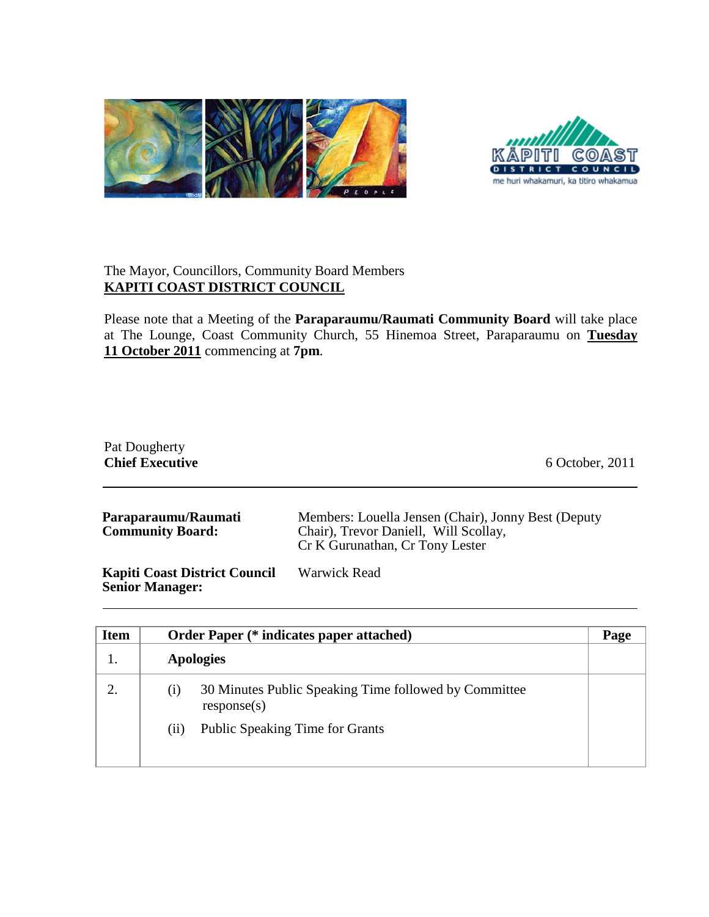The Mayor, Councillors, Community Board Members
**KAPITI COAST DISTRICT COUNCIL**

Please note that a Meeting of the **Paraparaumu/Raumati Community Board** will take place at The Lounge, Coast Community Church, 55 Hinemoa Street, Paraparaumu on **Tuesday 11 October 2011** commencing at **7pm**.

Pat Dougherty
**Chief Executive**

6 October, 2011

---

**Paraparaumu/Raumati Community Board:** Members: Louella Jensen (Chair), Jonny Best (Deputy Chair), Trevor Daniell, Will Scollay, Cr K Gurunathan, Cr Tony Lester

**Kapiti Coast District Council Senior Manager:** Warwick Read

---

| Item | Order Paper (* indicates paper attached) | Page |
|---|---|---|
| 1. | **Apologies** | |
| 2. | (i) 30 Minutes Public Speaking Time followed by Committee response(s)<br>(ii) Public Speaking Time for Grants | |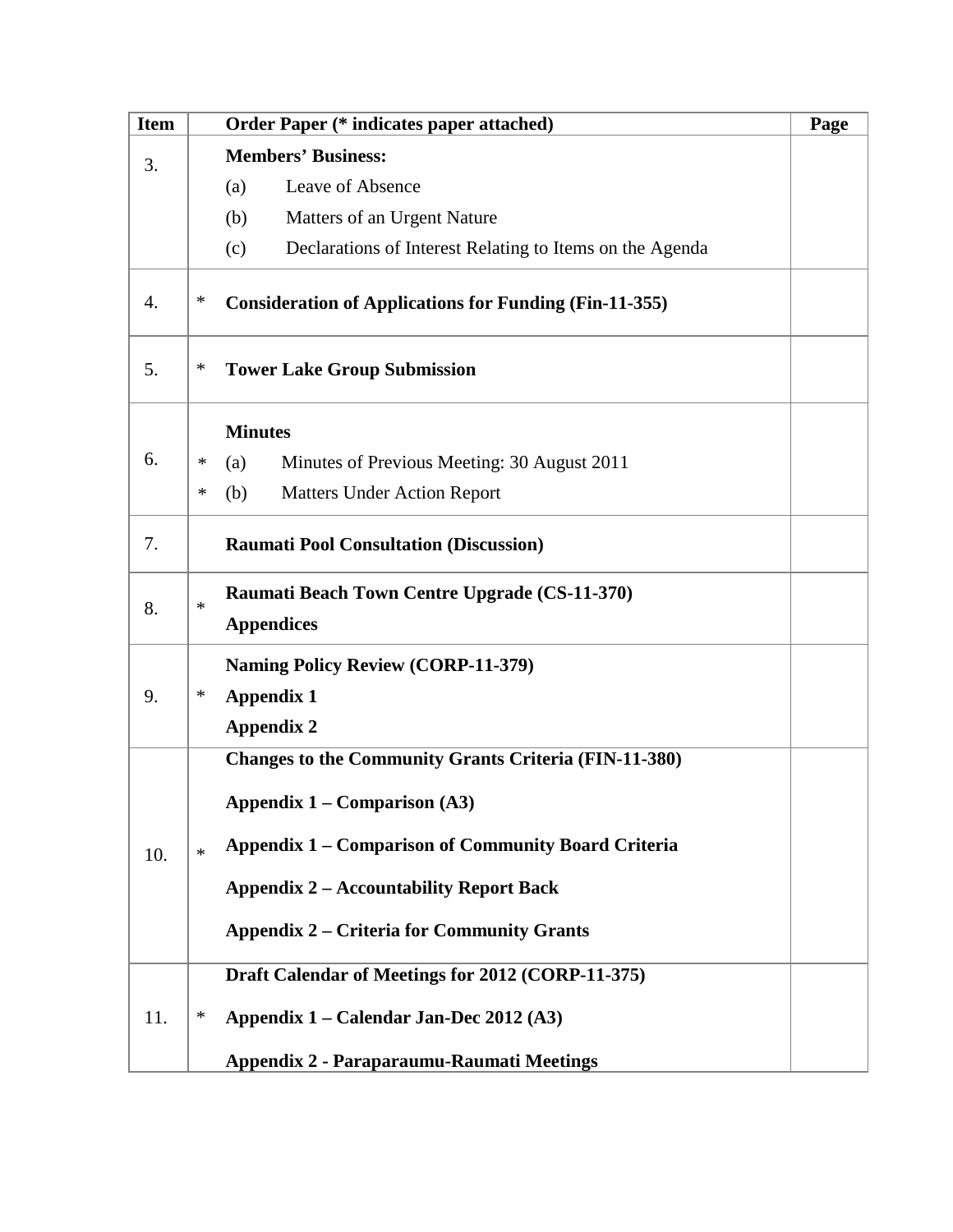| Item | | Order Paper (* indicates paper attached) | Page |
|---|---|---|---|
| 3. | | **Members' Business:**<br>(a) Leave of Absence<br>(b) Matters of an Urgent Nature<br>(c) Declarations of Interest Relating to Items on the Agenda | |
| 4. | * | **Consideration of Applications for Funding (Fin-11-355)** | |
| 5. | * | **Tower Lake Group Submission** | |
| 6. | *<br>* | **Minutes**<br>(a) Minutes of Previous Meeting: 30 August 2011<br>(b) Matters Under Action Report | |
| 7. | | **Raumati Pool Consultation (Discussion)** | |
| 8. | * | **Raumati Beach Town Centre Upgrade (CS-11-370)**<br>**Appendices** | |
| 9. | * | **Naming Policy Review (CORP-11-379)**<br>**Appendix 1**<br>**Appendix 2** | |
| 10. | * | **Changes to the Community Grants Criteria (FIN-11-380)**<br>**Appendix 1 – Comparison (A3)**<br>**Appendix 1 – Comparison of Community Board Criteria**<br>**Appendix 2 – Accountability Report Back**<br>**Appendix 2 – Criteria for Community Grants** | |
| 11. | * | **Draft Calendar of Meetings for 2012 (CORP-11-375)**<br>**Appendix 1 – Calendar Jan-Dec 2012 (A3)**<br>**Appendix 2 - Paraparaumu-Raumati Meetings** | |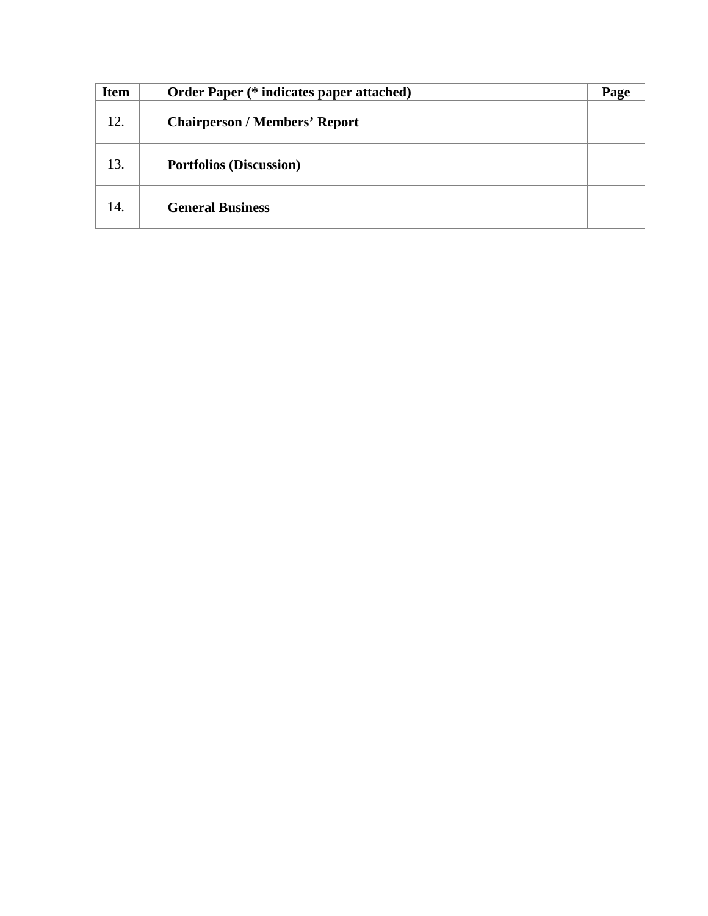| Item | Order Paper (* indicates paper attached) | Page |
|---|---|---|
| 12. | **Chairperson / Members' Report** | |
| 13. | **Portfolios (Discussion)** | |
| 14. | **General Business** | |